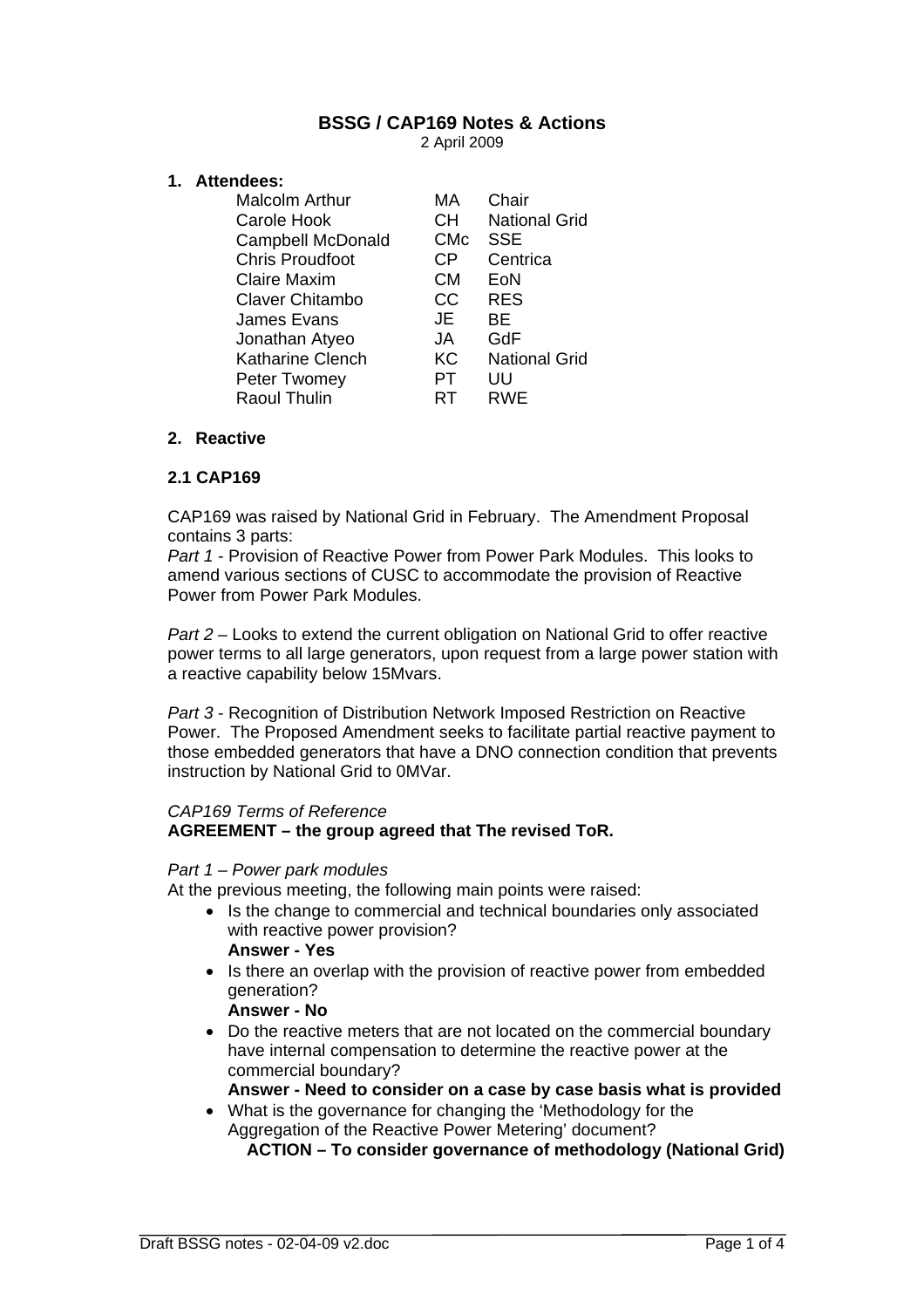# BSSG / CAP169 Notes & Actions

2 April 2009

## 1. Attendees:

| | | |
|---|---|---|
| Malcolm Arthur | MA | Chair |
| Carole Hook | CH | National Grid |
| Campbell McDonald | CMc | SSE |
| Chris Proudfoot | CP | Centrica |
| Claire Maxim | CM | EoN |
| Claver Chitambo | CC | RES |
| James Evans | JE | BE |
| Jonathan Atyeo | JA | GdF |
| Katharine Clench | KC | National Grid |
| Peter Twomey | PT | UU |
| Raoul Thulin | RT | RWE |

## 2. Reactive

### 2.1 CAP169

CAP169 was raised by National Grid in February. The Amendment Proposal contains 3 parts:

*Part 1* - Provision of Reactive Power from Power Park Modules. This looks to amend various sections of CUSC to accommodate the provision of Reactive Power from Power Park Modules.

*Part 2* – Looks to extend the current obligation on National Grid to offer reactive power terms to all large generators, upon request from a large power station with a reactive capability below 15Mvars.

*Part 3* - Recognition of Distribution Network Imposed Restriction on Reactive Power. The Proposed Amendment seeks to facilitate partial reactive payment to those embedded generators that have a DNO connection condition that prevents instruction by National Grid to 0MVar.

*CAP169 Terms of Reference*

**AGREEMENT – the group agreed that The revised ToR.**

*Part 1 – Power park modules*

At the previous meeting, the following main points were raised:

- Is the change to commercial and technical boundaries only associated with reactive power provision?
  **Answer - Yes**
- Is there an overlap with the provision of reactive power from embedded generation?
  **Answer - No**
- Do the reactive meters that are not located on the commercial boundary have internal compensation to determine the reactive power at the commercial boundary?
  **Answer - Need to consider on a case by case basis what is provided**
- What is the governance for changing the 'Methodology for the Aggregation of the Reactive Power Metering' document?
  **ACTION – To consider governance of methodology (National Grid)**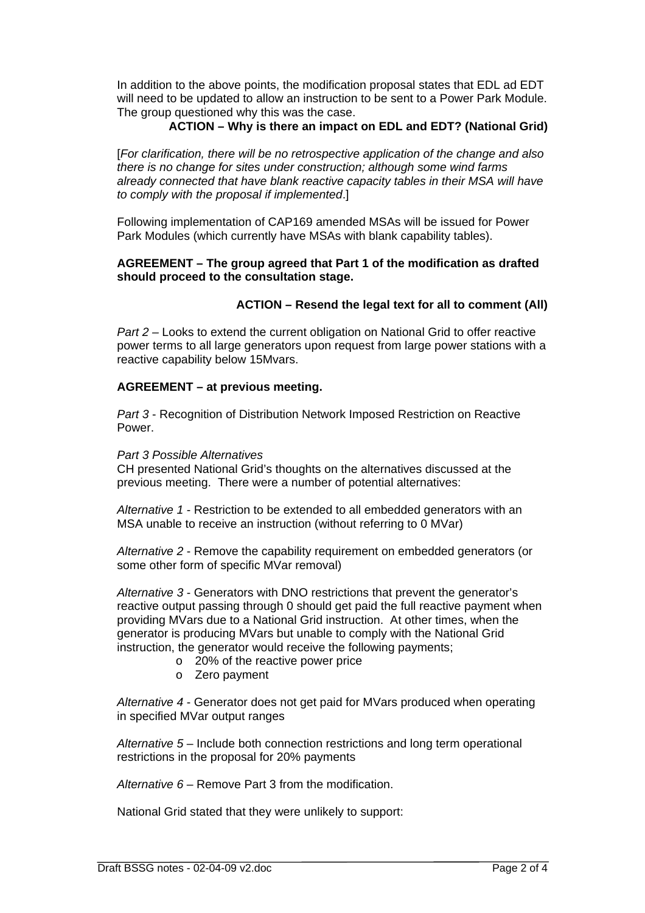In addition to the above points, the modification proposal states that EDL ad EDT will need to be updated to allow an instruction to be sent to a Power Park Module. The group questioned why this was the case.

**ACTION – Why is there an impact on EDL and EDT? (National Grid)**

[*For clarification, there will be no retrospective application of the change and also there is no change for sites under construction; although some wind farms already connected that have blank reactive capacity tables in their MSA will have to comply with the proposal if implemented*.]

Following implementation of CAP169 amended MSAs will be issued for Power Park Modules (which currently have MSAs with blank capability tables).

**AGREEMENT – The group agreed that Part 1 of the modification as drafted should proceed to the consultation stage.**

**ACTION – Resend the legal text for all to comment (All)**

*Part 2* – Looks to extend the current obligation on National Grid to offer reactive power terms to all large generators upon request from large power stations with a reactive capability below 15Mvars.

**AGREEMENT – at previous meeting.**

*Part 3* - Recognition of Distribution Network Imposed Restriction on Reactive Power.

*Part 3 Possible Alternatives*
CH presented National Grid's thoughts on the alternatives discussed at the previous meeting. There were a number of potential alternatives:

*Alternative 1* - Restriction to be extended to all embedded generators with an MSA unable to receive an instruction (without referring to 0 MVar)

*Alternative 2* - Remove the capability requirement on embedded generators (or some other form of specific MVar removal)

*Alternative 3* - Generators with DNO restrictions that prevent the generator's reactive output passing through 0 should get paid the full reactive payment when providing MVars due to a National Grid instruction. At other times, when the generator is producing MVars but unable to comply with the National Grid instruction, the generator would receive the following payments;

- 20% of the reactive power price
- Zero payment

*Alternative 4* - Generator does not get paid for MVars produced when operating in specified MVar output ranges

*Alternative 5* – Include both connection restrictions and long term operational restrictions in the proposal for 20% payments

*Alternative 6* – Remove Part 3 from the modification.

National Grid stated that they were unlikely to support: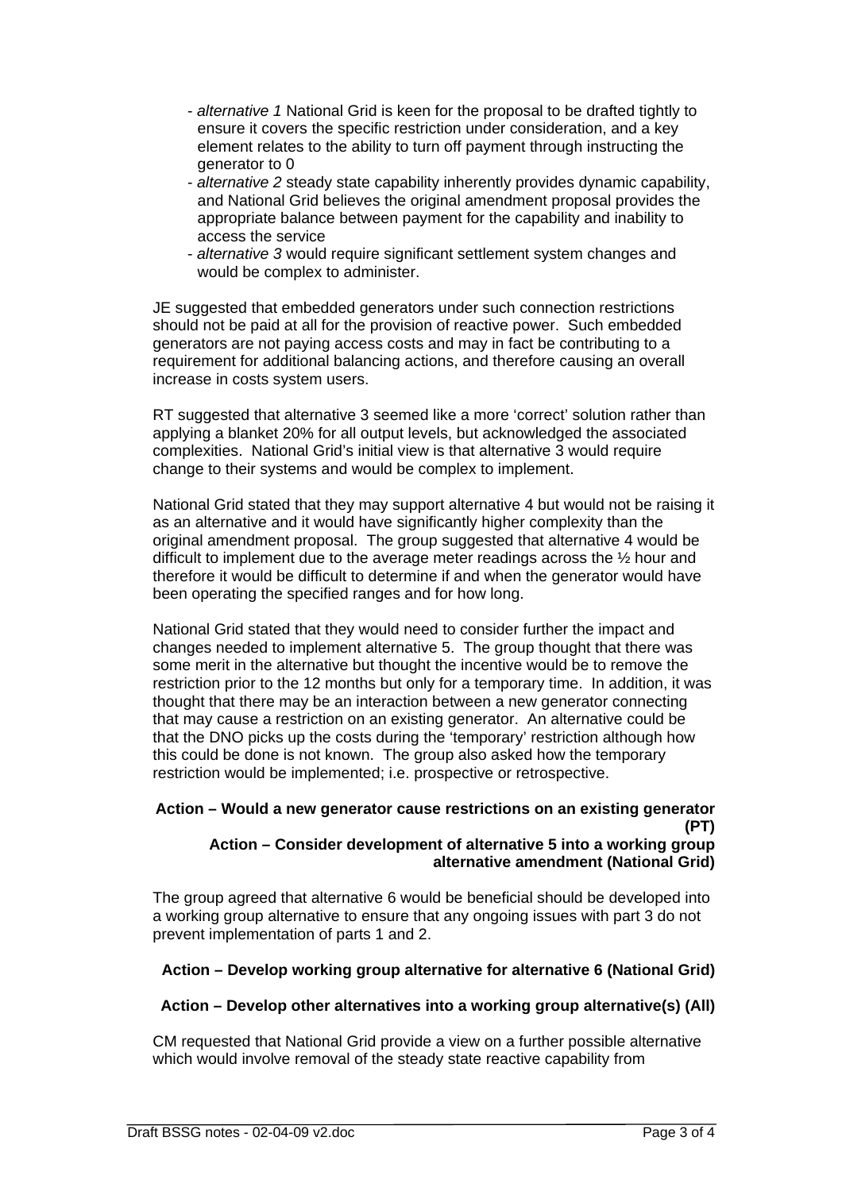- *alternative 1* National Grid is keen for the proposal to be drafted tightly to ensure it covers the specific restriction under consideration, and a key element relates to the ability to turn off payment through instructing the generator to 0
- *alternative 2* steady state capability inherently provides dynamic capability, and National Grid believes the original amendment proposal provides the appropriate balance between payment for the capability and inability to access the service
- *alternative 3* would require significant settlement system changes and would be complex to administer.

JE suggested that embedded generators under such connection restrictions should not be paid at all for the provision of reactive power. Such embedded generators are not paying access costs and may in fact be contributing to a requirement for additional balancing actions, and therefore causing an overall increase in costs system users.

RT suggested that alternative 3 seemed like a more 'correct' solution rather than applying a blanket 20% for all output levels, but acknowledged the associated complexities. National Grid's initial view is that alternative 3 would require change to their systems and would be complex to implement.

National Grid stated that they may support alternative 4 but would not be raising it as an alternative and it would have significantly higher complexity than the original amendment proposal. The group suggested that alternative 4 would be difficult to implement due to the average meter readings across the ½ hour and therefore it would be difficult to determine if and when the generator would have been operating the specified ranges and for how long.

National Grid stated that they would need to consider further the impact and changes needed to implement alternative 5. The group thought that there was some merit in the alternative but thought the incentive would be to remove the restriction prior to the 12 months but only for a temporary time. In addition, it was thought that there may be an interaction between a new generator connecting that may cause a restriction on an existing generator. An alternative could be that the DNO picks up the costs during the 'temporary' restriction although how this could be done is not known. The group also asked how the temporary restriction would be implemented; i.e. prospective or retrospective.

**Action – Would a new generator cause restrictions on an existing generator (PT)**

**Action – Consider development of alternative 5 into a working group alternative amendment (National Grid)**

The group agreed that alternative 6 would be beneficial should be developed into a working group alternative to ensure that any ongoing issues with part 3 do not prevent implementation of parts 1 and 2.

**Action – Develop working group alternative for alternative 6 (National Grid)**

**Action – Develop other alternatives into a working group alternative(s) (All)**

CM requested that National Grid provide a view on a further possible alternative which would involve removal of the steady state reactive capability from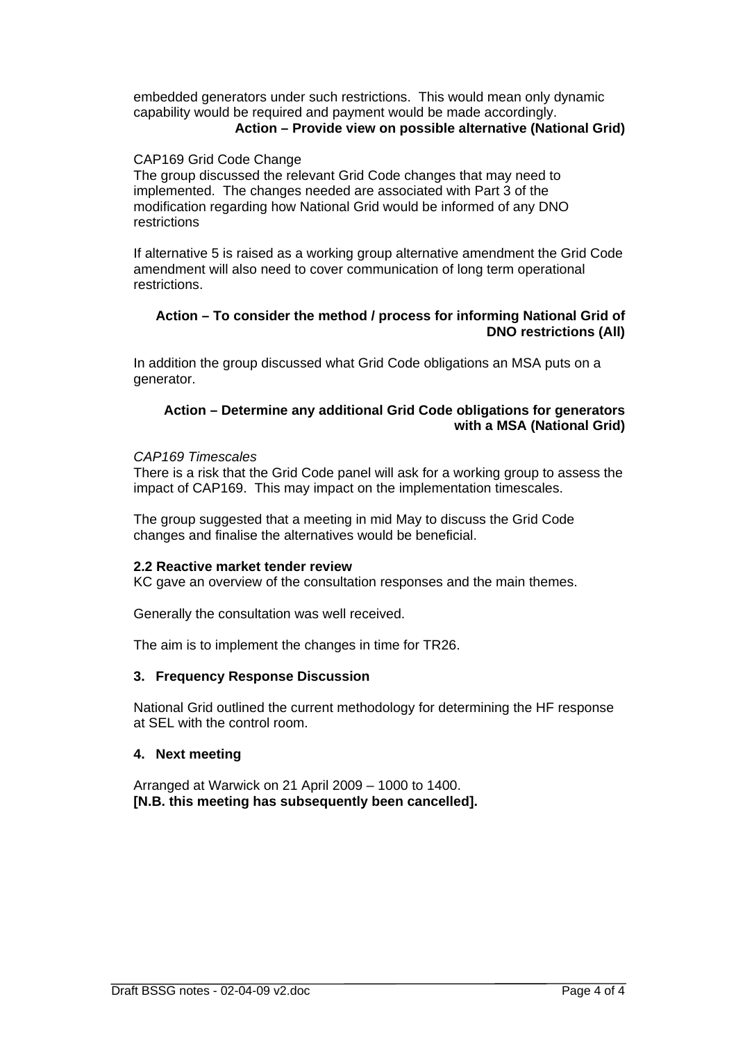embedded generators under such restrictions. This would mean only dynamic capability would be required and payment would be made accordingly.

**Action – Provide view on possible alternative (National Grid)**

CAP169 Grid Code Change

The group discussed the relevant Grid Code changes that may need to implemented. The changes needed are associated with Part 3 of the modification regarding how National Grid would be informed of any DNO restrictions

If alternative 5 is raised as a working group alternative amendment the Grid Code amendment will also need to cover communication of long term operational restrictions.

**Action – To consider the method / process for informing National Grid of DNO restrictions (All)**

In addition the group discussed what Grid Code obligations an MSA puts on a generator.

**Action – Determine any additional Grid Code obligations for generators with a MSA (National Grid)**

*CAP169 Timescales*

There is a risk that the Grid Code panel will ask for a working group to assess the impact of CAP169. This may impact on the implementation timescales.

The group suggested that a meeting in mid May to discuss the Grid Code changes and finalise the alternatives would be beneficial.

**2.2 Reactive market tender review**

KC gave an overview of the consultation responses and the main themes.

Generally the consultation was well received.

The aim is to implement the changes in time for TR26.

## 3. Frequency Response Discussion

National Grid outlined the current methodology for determining the HF response at SEL with the control room.

## 4. Next meeting

Arranged at Warwick on 21 April 2009 – 1000 to 1400.
**[N.B. this meeting has subsequently been cancelled].**